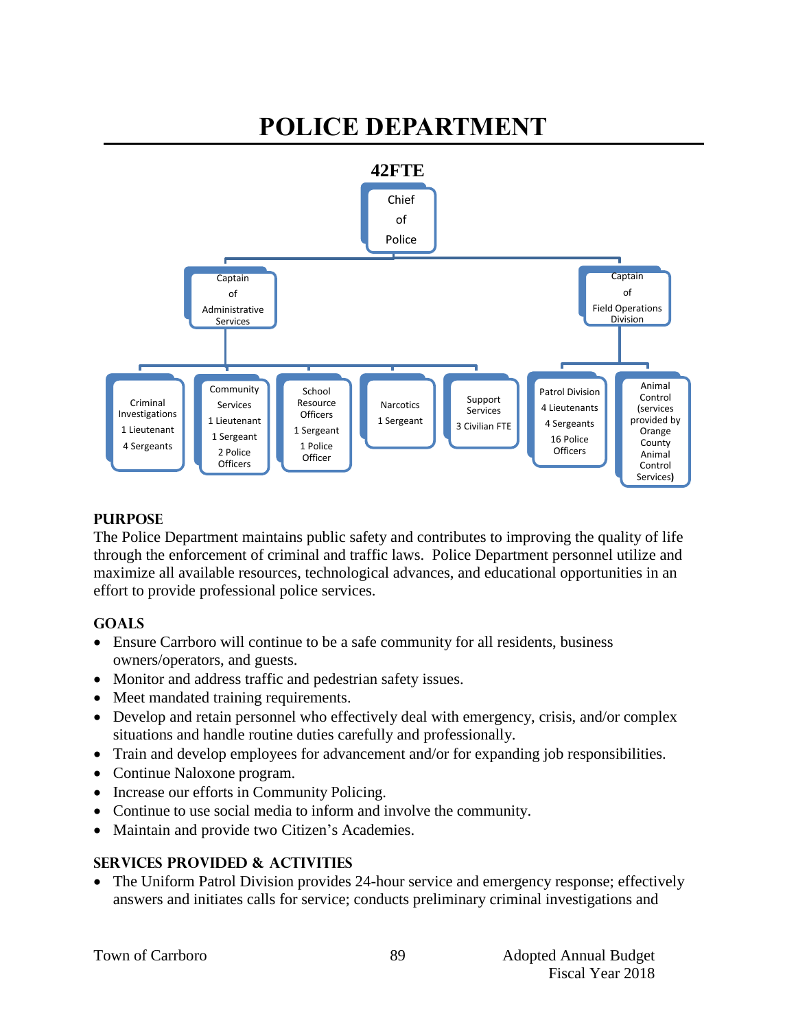// POLICE DEPARTMENT

**42FTE**

- Chief of Police
  - Captain of Administrative Services
    - Criminal Investigations: 1 Lieutenant, 4 Sergeants
    - Community Services: 1 Lieutenant, 1 Sergeant, 2 Police Officers
    - School Resource Officers: 1 Sergeant, 1 Police Officer
    - Narcotics: 1 Sergeant
    - Support Services: 3 Civilian FTE
  - Captain of Field Operations Division
    - Patrol Division: 4 Lieutenants, 4 Sergeants, 16 Police Officers
    - Animal Control (services provided by Orange County Animal Control Services)

## PURPOSE

The Police Department maintains public safety and contributes to improving the quality of life through the enforcement of criminal and traffic laws. Police Department personnel utilize and maximize all available resources, technological advances, and educational opportunities in an effort to provide professional police services.

## GOALS

- Ensure Carrboro will continue to be a safe community for all residents, business owners/operators, and guests.
- Monitor and address traffic and pedestrian safety issues.
- Meet mandated training requirements.
- Develop and retain personnel who effectively deal with emergency, crisis, and/or complex situations and handle routine duties carefully and professionally.
- Train and develop employees for advancement and/or for expanding job responsibilities.
- Continue Naloxone program.
- Increase our efforts in Community Policing.
- Continue to use social media to inform and involve the community.
- Maintain and provide two Citizen's Academies.

## SERVICES PROVIDED & ACTIVITIES

- The Uniform Patrol Division provides 24-hour service and emergency response; effectively answers and initiates calls for service; conducts preliminary criminal investigations and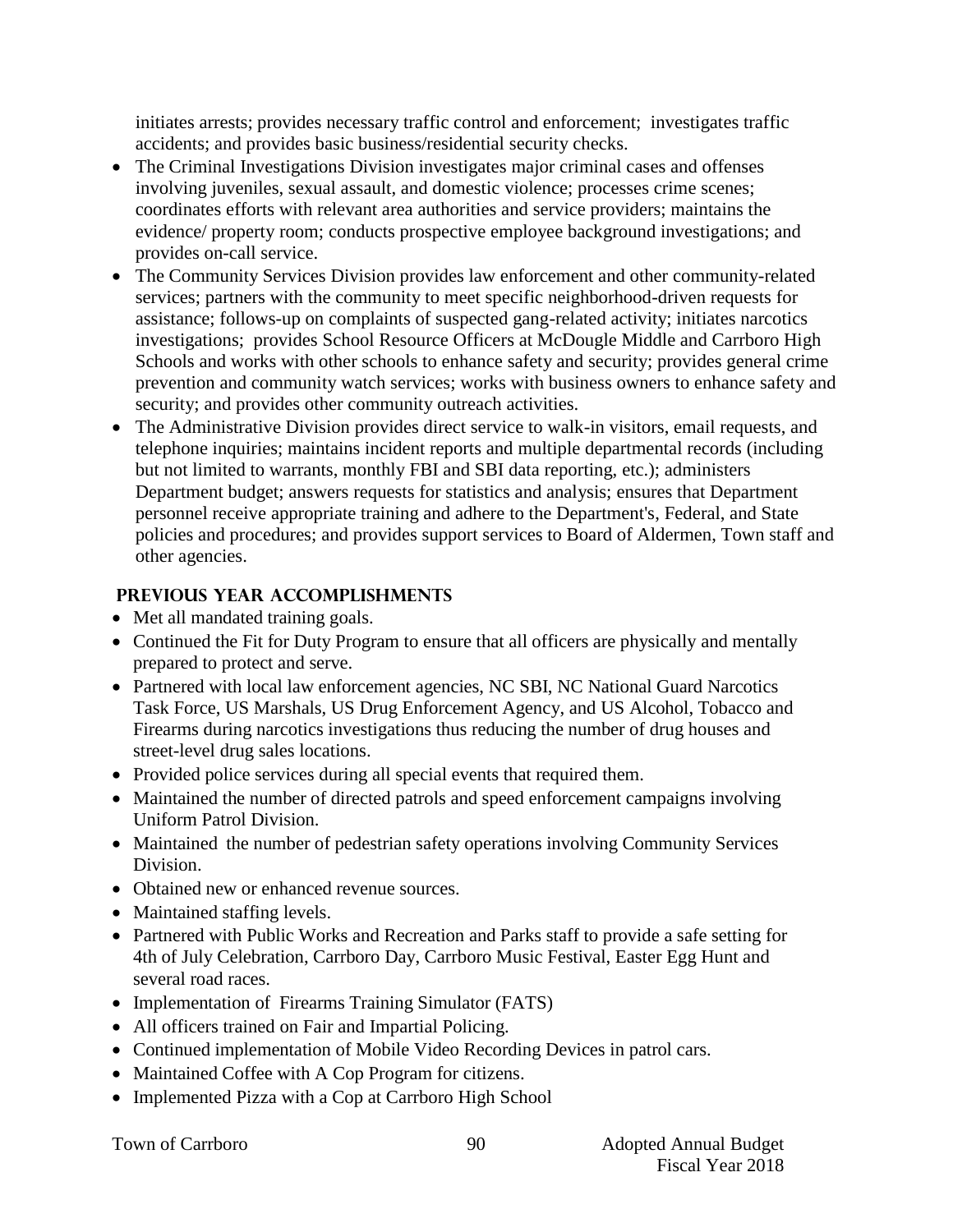initiates arrests; provides necessary traffic control and enforcement; investigates traffic accidents; and provides basic business/residential security checks.

- The Criminal Investigations Division investigates major criminal cases and offenses involving juveniles, sexual assault, and domestic violence; processes crime scenes; coordinates efforts with relevant area authorities and service providers; maintains the evidence/ property room; conducts prospective employee background investigations; and provides on-call service.
- The Community Services Division provides law enforcement and other community-related services; partners with the community to meet specific neighborhood-driven requests for assistance; follows-up on complaints of suspected gang-related activity; initiates narcotics investigations; provides School Resource Officers at McDougle Middle and Carrboro High Schools and works with other schools to enhance safety and security; provides general crime prevention and community watch services; works with business owners to enhance safety and security; and provides other community outreach activities.
- The Administrative Division provides direct service to walk-in visitors, email requests, and telephone inquiries; maintains incident reports and multiple departmental records (including but not limited to warrants, monthly FBI and SBI data reporting, etc.); administers Department budget; answers requests for statistics and analysis; ensures that Department personnel receive appropriate training and adhere to the Department's, Federal, and State policies and procedures; and provides support services to Board of Aldermen, Town staff and other agencies.

## PREVIOUS YEAR ACCOMPLISHMENTS

- Met all mandated training goals.
- Continued the Fit for Duty Program to ensure that all officers are physically and mentally prepared to protect and serve.
- Partnered with local law enforcement agencies, NC SBI, NC National Guard Narcotics Task Force, US Marshals, US Drug Enforcement Agency, and US Alcohol, Tobacco and Firearms during narcotics investigations thus reducing the number of drug houses and street-level drug sales locations.
- Provided police services during all special events that required them.
- Maintained the number of directed patrols and speed enforcement campaigns involving Uniform Patrol Division.
- Maintained the number of pedestrian safety operations involving Community Services Division.
- Obtained new or enhanced revenue sources.
- Maintained staffing levels.
- Partnered with Public Works and Recreation and Parks staff to provide a safe setting for 4th of July Celebration, Carrboro Day, Carrboro Music Festival, Easter Egg Hunt and several road races.
- Implementation of Firearms Training Simulator (FATS)
- All officers trained on Fair and Impartial Policing.
- Continued implementation of Mobile Video Recording Devices in patrol cars.
- Maintained Coffee with A Cop Program for citizens.
- Implemented Pizza with a Cop at Carrboro High School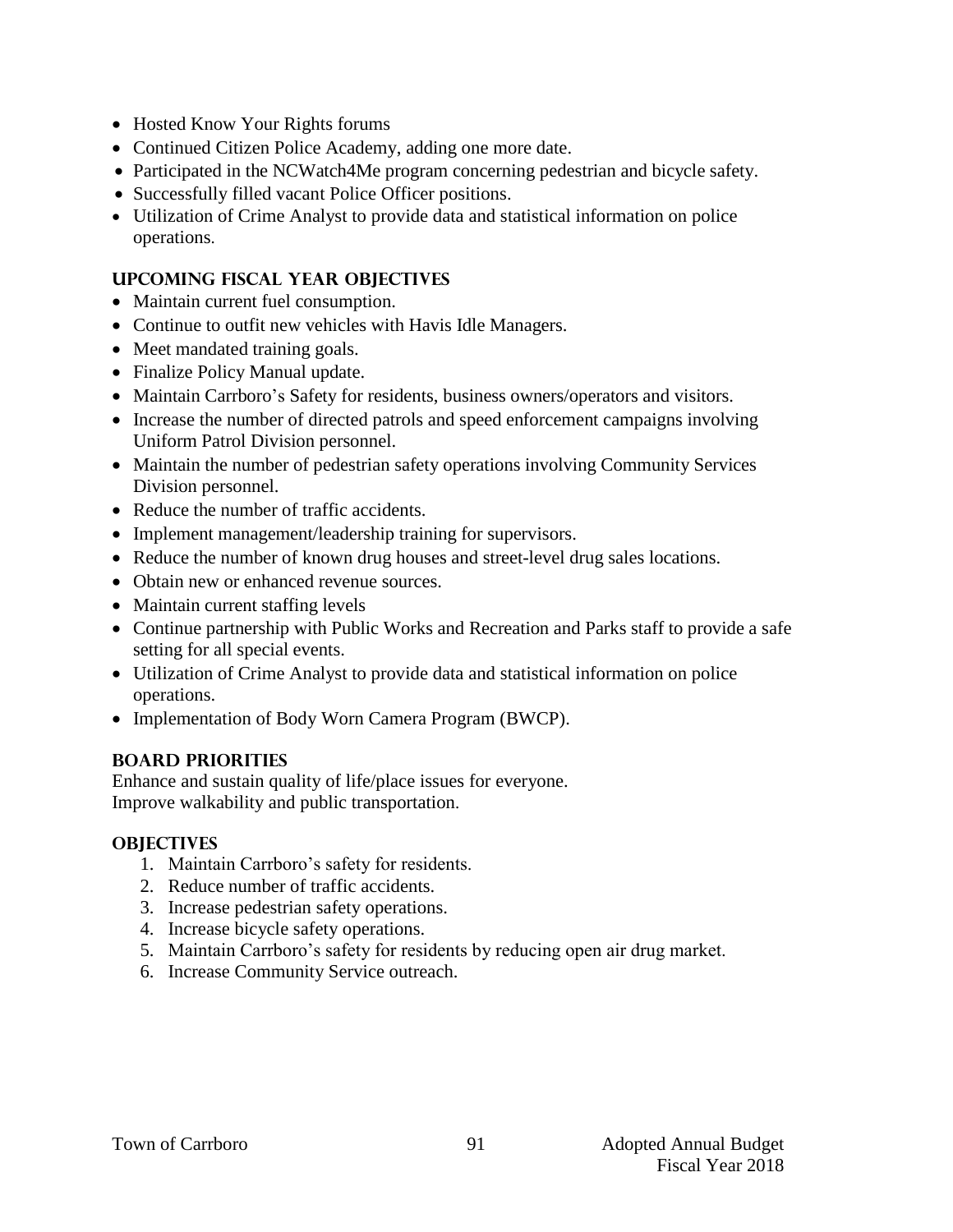- Hosted Know Your Rights forums
- Continued Citizen Police Academy, adding one more date.
- Participated in the NCWatch4Me program concerning pedestrian and bicycle safety.
- Successfully filled vacant Police Officer positions.
- Utilization of Crime Analyst to provide data and statistical information on police operations.

### UPCOMING FISCAL YEAR OBJECTIVES

- Maintain current fuel consumption.
- Continue to outfit new vehicles with Havis Idle Managers.
- Meet mandated training goals.
- Finalize Policy Manual update.
- Maintain Carrboro's Safety for residents, business owners/operators and visitors.
- Increase the number of directed patrols and speed enforcement campaigns involving Uniform Patrol Division personnel.
- Maintain the number of pedestrian safety operations involving Community Services Division personnel.
- Reduce the number of traffic accidents.
- Implement management/leadership training for supervisors.
- Reduce the number of known drug houses and street-level drug sales locations.
- Obtain new or enhanced revenue sources.
- Maintain current staffing levels
- Continue partnership with Public Works and Recreation and Parks staff to provide a safe setting for all special events.
- Utilization of Crime Analyst to provide data and statistical information on police operations.
- Implementation of Body Worn Camera Program (BWCP).

### BOARD PRIORITIES

Enhance and sustain quality of life/place issues for everyone.
Improve walkability and public transportation.

### OBJECTIVES

1. Maintain Carrboro's safety for residents.
2. Reduce number of traffic accidents.
3. Increase pedestrian safety operations.
4. Increase bicycle safety operations.
5. Maintain Carrboro's safety for residents by reducing open air drug market.
6. Increase Community Service outreach.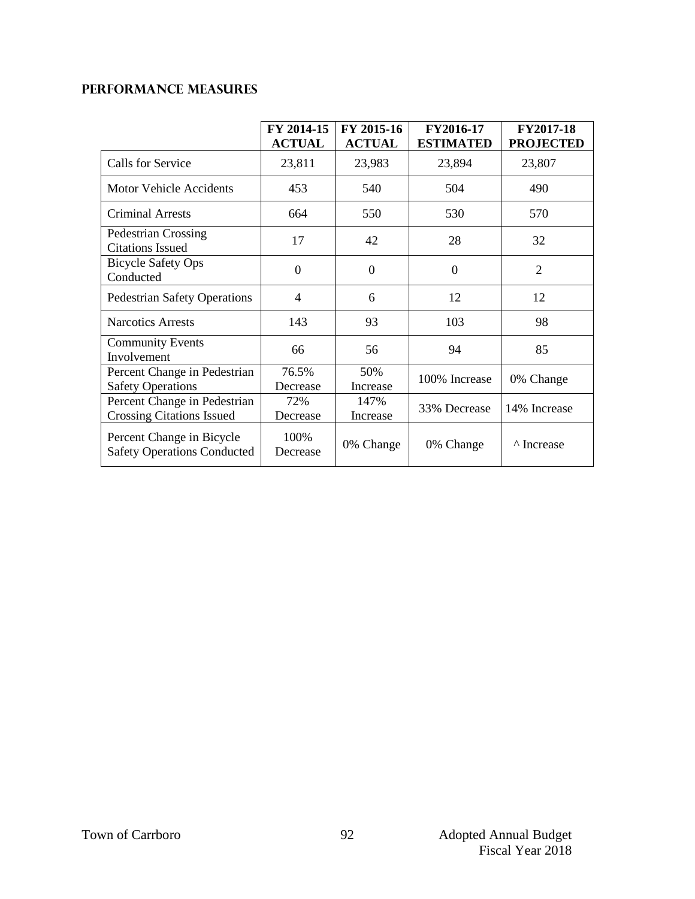## PERFORMANCE MEASURES

| | FY 2014-15 ACTUAL | FY 2015-16 ACTUAL | FY2016-17 ESTIMATED | FY2017-18 PROJECTED |
|---|---|---|---|---|
| Calls for Service | 23,811 | 23,983 | 23,894 | 23,807 |
| Motor Vehicle Accidents | 453 | 540 | 504 | 490 |
| Criminal Arrests | 664 | 550 | 530 | 570 |
| Pedestrian Crossing Citations Issued | 17 | 42 | 28 | 32 |
| Bicycle Safety Ops Conducted | 0 | 0 | 0 | 2 |
| Pedestrian Safety Operations | 4 | 6 | 12 | 12 |
| Narcotics Arrests | 143 | 93 | 103 | 98 |
| Community Events Involvement | 66 | 56 | 94 | 85 |
| Percent Change in Pedestrian Safety Operations | 76.5% Decrease | 50% Increase | 100% Increase | 0% Change |
| Percent Change in Pedestrian Crossing Citations Issued | 72% Decrease | 147% Increase | 33% Decrease | 14% Increase |
| Percent Change in Bicycle Safety Operations Conducted | 100% Decrease | 0% Change | 0% Change | ^ Increase |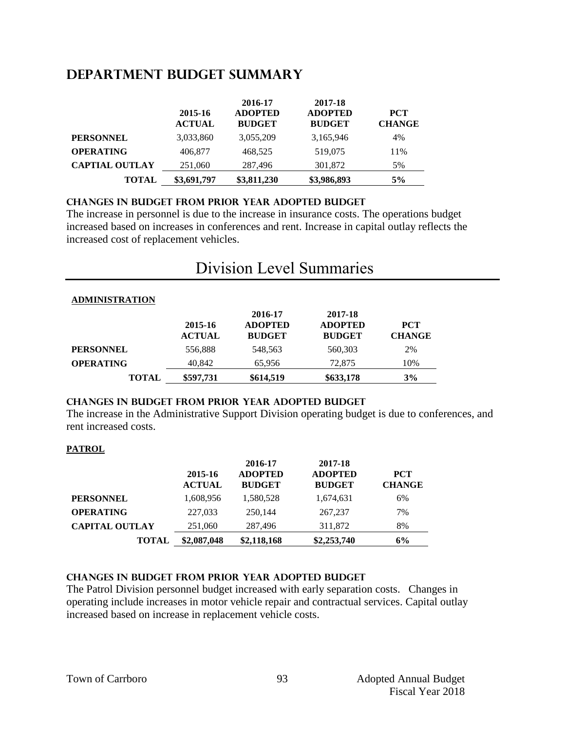## DEPARTMENT BUDGET SUMMARY

| | 2015-16 ACTUAL | 2016-17 ADOPTED BUDGET | 2017-18 ADOPTED BUDGET | PCT CHANGE |
|---|---|---|---|---|
| **PERSONNEL** | 3,033,860 | 3,055,209 | 3,165,946 | 4% |
| **OPERATING** | 406,877 | 468,525 | 519,075 | 11% |
| **CAPTIAL OUTLAY** | 251,060 | 287,496 | 301,872 | 5% |
| **TOTAL** | **$3,691,797** | **$3,811,230** | **$3,986,893** | **5%** |

### CHANGES IN BUDGET FROM PRIOR YEAR ADOPTED BUDGET

The increase in personnel is due to the increase in insurance costs. The operations budget increased based on increases in conferences and rent. Increase in capital outlay reflects the increased cost of replacement vehicles.

# Division Level Summaries

**ADMINISTRATION**

| | 2015-16 ACTUAL | 2016-17 ADOPTED BUDGET | 2017-18 ADOPTED BUDGET | PCT CHANGE |
|---|---|---|---|---|
| **PERSONNEL** | 556,888 | 548,563 | 560,303 | 2% |
| **OPERATING** | 40,842 | 65,956 | 72,875 | 10% |
| **TOTAL** | **$597,731** | **$614,519** | **$633,178** | **3%** |

### CHANGES IN BUDGET FROM PRIOR YEAR ADOPTED BUDGET

The increase in the Administrative Support Division operating budget is due to conferences, and rent increased costs.

**PATROL**

| | 2015-16 ACTUAL | 2016-17 ADOPTED BUDGET | 2017-18 ADOPTED BUDGET | PCT CHANGE |
|---|---|---|---|---|
| **PERSONNEL** | 1,608,956 | 1,580,528 | 1,674,631 | 6% |
| **OPERATING** | 227,033 | 250,144 | 267,237 | 7% |
| **CAPITAL OUTLAY** | 251,060 | 287,496 | 311,872 | 8% |
| **TOTAL** | **$2,087,048** | **$2,118,168** | **$2,253,740** | **6%** |

### CHANGES IN BUDGET FROM PRIOR YEAR ADOPTED BUDGET

The Patrol Division personnel budget increased with early separation costs. Changes in operating include increases in motor vehicle repair and contractual services. Capital outlay increased based on increase in replacement vehicle costs.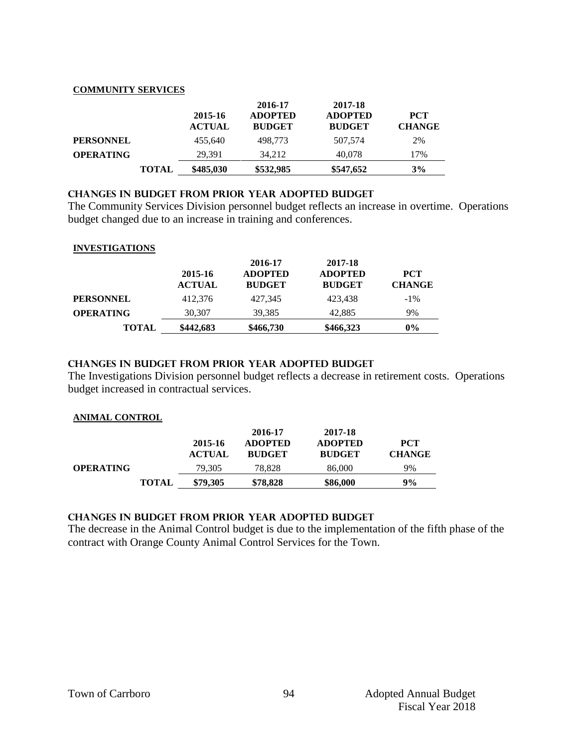#### COMMUNITY SERVICES

| | 2015-16 ACTUAL | 2016-17 ADOPTED BUDGET | 2017-18 ADOPTED BUDGET | PCT CHANGE |
|---|---|---|---|---|
| **PERSONNEL** | 455,640 | 498,773 | 507,574 | 2% |
| **OPERATING** | 29,391 | 34,212 | 40,078 | 17% |
| **TOTAL** | **$485,030** | **$532,985** | **$547,652** | **3%** |

### CHANGES IN BUDGET FROM PRIOR YEAR ADOPTED BUDGET

The Community Services Division personnel budget reflects an increase in overtime. Operations budget changed due to an increase in training and conferences.

#### INVESTIGATIONS

| | 2015-16 ACTUAL | 2016-17 ADOPTED BUDGET | 2017-18 ADOPTED BUDGET | PCT CHANGE |
|---|---|---|---|---|
| **PERSONNEL** | 412,376 | 427,345 | 423,438 | -1% |
| **OPERATING** | 30,307 | 39,385 | 42,885 | 9% |
| **TOTAL** | **$442,683** | **$466,730** | **$466,323** | **0%** |

### CHANGES IN BUDGET FROM PRIOR YEAR ADOPTED BUDGET

The Investigations Division personnel budget reflects a decrease in retirement costs. Operations budget increased in contractual services.

#### ANIMAL CONTROL

| | 2015-16 ACTUAL | 2016-17 ADOPTED BUDGET | 2017-18 ADOPTED BUDGET | PCT CHANGE |
|---|---|---|---|---|
| **OPERATING** | 79,305 | 78,828 | 86,000 | 9% |
| **TOTAL** | **$79,305** | **$78,828** | **$86,000** | **9%** |

### CHANGES IN BUDGET FROM PRIOR YEAR ADOPTED BUDGET

The decrease in the Animal Control budget is due to the implementation of the fifth phase of the contract with Orange County Animal Control Services for the Town.